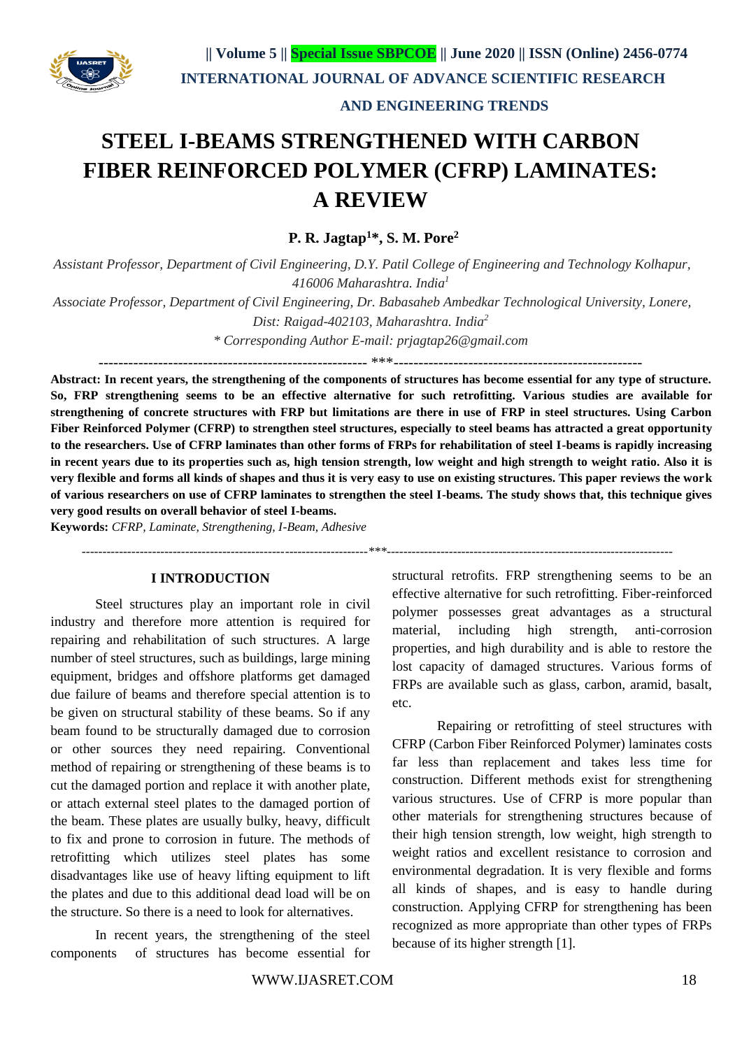# STEEL I-BEAMS STRENGTHENED WITH CARBON FIBER REINFORCED POLYMER (CFRP) LAMINATES: A REVIEW

**P. R. Jagtap[1]*, S. M. Pore[2]**

*Assistant Professor, Department of Civil Engineering, D.Y. Patil College of Engineering and Technology Kolhapur, 416006 Maharashtra. India[1]*

*Associate Professor, Department of Civil Engineering, Dr. Babasaheb Ambedkar Technological University, Lonere, Dist: Raigad-402103, Maharashtra. India[2]*

*\* Corresponding Author E-mail: prjagtap26@gmail.com*

---

**Abstract: In recent years, the strengthening of the components of structures has become essential for any type of structure. So, FRP strengthening seems to be an effective alternative for such retrofitting. Various studies are available for strengthening of concrete structures with FRP but limitations are there in use of FRP in steel structures. Using Carbon Fiber Reinforced Polymer (CFRP) to strengthen steel structures, especially to steel beams has attracted a great opportunity to the researchers. Use of CFRP laminates than other forms of FRPs for rehabilitation of steel I-beams is rapidly increasing in recent years due to its properties such as, high tension strength, low weight and high strength to weight ratio. Also it is very flexible and forms all kinds of shapes and thus it is very easy to use on existing structures. This paper reviews the work of various researchers on use of CFRP laminates to strengthen the steel I-beams. The study shows that, this technique gives very good results on overall behavior of steel I-beams.**

**Keywords:** *CFRP, Laminate, Strengthening, I-Beam, Adhesive*

---

## I INTRODUCTION

Steel structures play an important role in civil industry and therefore more attention is required for repairing and rehabilitation of such structures. A large number of steel structures, such as buildings, large mining equipment, bridges and offshore platforms get damaged due failure of beams and therefore special attention is to be given on structural stability of these beams. So if any beam found to be structurally damaged due to corrosion or other sources they need repairing. Conventional method of repairing or strengthening of these beams is to cut the damaged portion and replace it with another plate, or attach external steel plates to the damaged portion of the beam. These plates are usually bulky, heavy, difficult to fix and prone to corrosion in future. The methods of retrofitting which utilizes steel plates has some disadvantages like use of heavy lifting equipment to lift the plates and due to this additional dead load will be on the structure. So there is a need to look for alternatives.

In recent years, the strengthening of the steel components of structures has become essential for structural retrofits. FRP strengthening seems to be an effective alternative for such retrofitting. Fiber-reinforced polymer possesses great advantages as a structural material, including high strength, anti-corrosion properties, and high durability and is able to restore the lost capacity of damaged structures. Various forms of FRPs are available such as glass, carbon, aramid, basalt, etc.

Repairing or retrofitting of steel structures with CFRP (Carbon Fiber Reinforced Polymer) laminates costs far less than replacement and takes less time for construction. Different methods exist for strengthening various structures. Use of CFRP is more popular than other materials for strengthening structures because of their high tension strength, low weight, high strength to weight ratios and excellent resistance to corrosion and environmental degradation. It is very flexible and forms all kinds of shapes, and is easy to handle during construction. Applying CFRP for strengthening has been recognized as more appropriate than other types of FRPs because of its higher strength [1].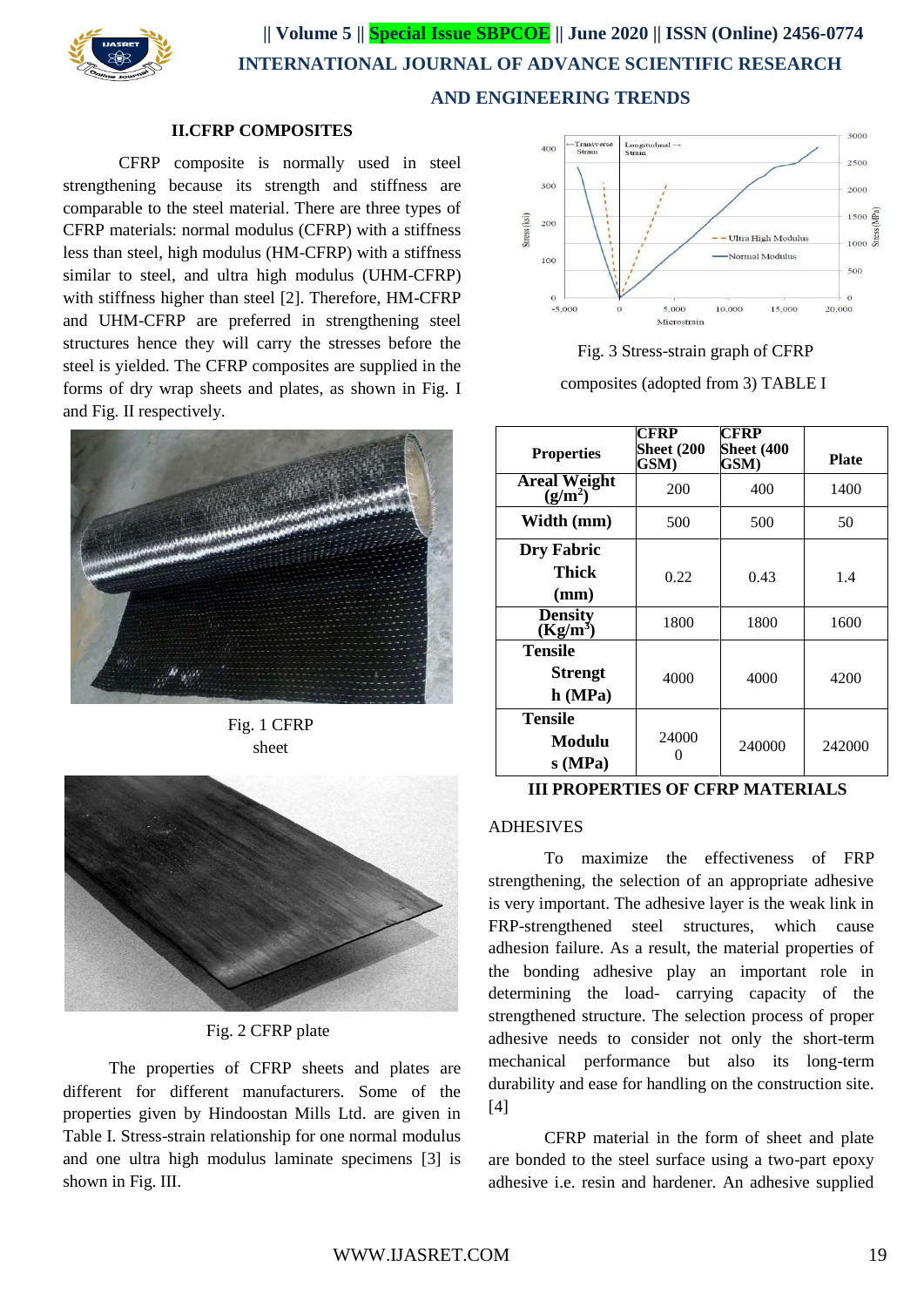## II.CFRP COMPOSITES

CFRP composite is normally used in steel strengthening because its strength and stiffness are comparable to the steel material. There are three types of CFRP materials: normal modulus (CFRP) with a stiffness less than steel, high modulus (HM-CFRP) with a stiffness similar to steel, and ultra high modulus (UHM-CFRP) with stiffness higher than steel [2]. Therefore, HM-CFRP and UHM-CFRP are preferred in strengthening steel structures hence they will carry the stresses before the steel is yielded. The CFRP composites are supplied in the forms of dry wrap sheets and plates, as shown in Fig. I and Fig. II respectively.

Fig. 1 CFRP sheet

Fig. 2 CFRP plate

The properties of CFRP sheets and plates are different for different manufacturers. Some of the properties given by Hindoostan Mills Ltd. are given in Table I. Stress-strain relationship for one normal modulus and one ultra high modulus laminate specimens [3] is shown in Fig. III.

Fig. 3 Stress-strain graph of CFRP composites (adopted from 3) TABLE I

| Properties | CFRP Sheet (200 GSM) | CFRP Sheet (400 GSM) | Plate |
|---|---|---|---|
| Areal Weight ($g/m^2$) | 200 | 400 | 1400 |
| Width (mm) | 500 | 500 | 50 |
| Dry Fabric Thick (mm) | 0.22 | 0.43 | 1.4 |
| Density ($Kg/m^3$) | 1800 | 1800 | 1600 |
| Tensile Strength (MPa) | 4000 | 4000 | 4200 |
| Tensile Modulus (MPa) | 240000 | 240000 | 242000 |

**III PROPERTIES OF CFRP MATERIALS**

ADHESIVES

To maximize the effectiveness of FRP strengthening, the selection of an appropriate adhesive is very important. The adhesive layer is the weak link in FRP-strengthened steel structures, which cause adhesion failure. As a result, the material properties of the bonding adhesive play an important role in determining the load- carrying capacity of the strengthened structure. The selection process of proper adhesive needs to consider not only the short-term mechanical performance but also its long-term durability and ease for handling on the construction site. [4]

CFRP material in the form of sheet and plate are bonded to the steel surface using a two-part epoxy adhesive i.e. resin and hardener. An adhesive supplied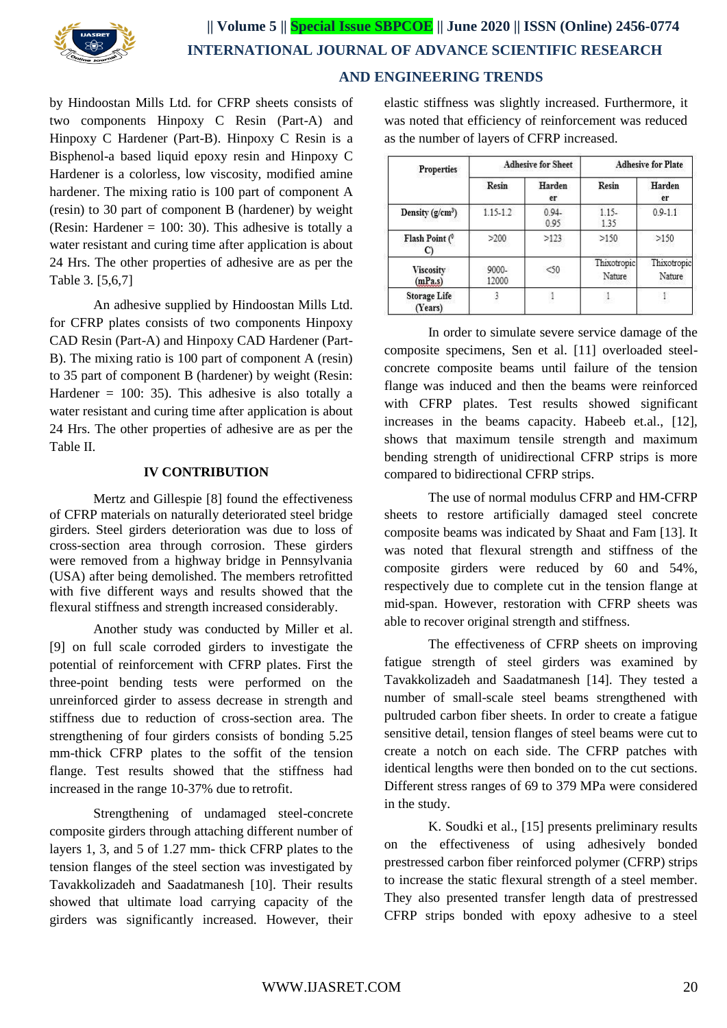by Hindoostan Mills Ltd. for CFRP sheets consists of two components Hinpoxy C Resin (Part-A) and Hinpoxy C Hardener (Part-B). Hinpoxy C Resin is a Bisphenol-a based liquid epoxy resin and Hinpoxy C Hardener is a colorless, low viscosity, modified amine hardener. The mixing ratio is 100 part of component A (resin) to 30 part of component B (hardener) by weight (Resin: Hardener = 100: 30). This adhesive is totally a water resistant and curing time after application is about 24 Hrs. The other properties of adhesive are as per the Table 3. [5,6,7]

An adhesive supplied by Hindoostan Mills Ltd. for CFRP plates consists of two components Hinpoxy CAD Resin (Part-A) and Hinpoxy CAD Hardener (Part-B). The mixing ratio is 100 part of component A (resin) to 35 part of component B (hardener) by weight (Resin: Hardener = 100: 35). This adhesive is also totally a water resistant and curing time after application is about 24 Hrs. The other properties of adhesive are as per the Table II.

## IV CONTRIBUTION

Mertz and Gillespie [8] found the effectiveness of CFRP materials on naturally deteriorated steel bridge girders. Steel girders deterioration was due to loss of cross-section area through corrosion. These girders were removed from a highway bridge in Pennsylvania (USA) after being demolished. The members retrofitted with five different ways and results showed that the flexural stiffness and strength increased considerably.

Another study was conducted by Miller et al. [9] on full scale corroded girders to investigate the potential of reinforcement with CFRP plates. First the three-point bending tests were performed on the unreinforced girder to assess decrease in strength and stiffness due to reduction of cross-section area. The strengthening of four girders consists of bonding 5.25 mm-thick CFRP plates to the soffit of the tension flange. Test results showed that the stiffness had increased in the range 10-37% due to retrofit.

Strengthening of undamaged steel-concrete composite girders through attaching different number of layers 1, 3, and 5 of 1.27 mm- thick CFRP plates to the tension flanges of the steel section was investigated by Tavakkolizadeh and Saadatmanesh [10]. Their results showed that ultimate load carrying capacity of the girders was significantly increased. However, their elastic stiffness was slightly increased. Furthermore, it was noted that efficiency of reinforcement was reduced as the number of layers of CFRP increased.

| Properties | Adhesive for Sheet | | Adhesive for Plate | |
|---|---|---|---|---|
| | Resin | Hardener | Resin | Hardener |
| Density (g/cm$^3$) | 1.15-1.2 | 0.94-0.95 | 1.15-1.35 | 0.9-1.1 |
| Flash Point ($^0$C) | >200 | >123 | >150 | >150 |
| Viscosity (mPa.s) | 9000-12000 | <50 | Thixotropic Nature | Thixotropic Nature |
| Storage Life (Years) | 3 | 1 | 1 | 1 |

In order to simulate severe service damage of the composite specimens, Sen et al. [11] overloaded steel-concrete composite beams until failure of the tension flange was induced and then the beams were reinforced with CFRP plates. Test results showed significant increases in the beams capacity. Habeeb et.al., [12], shows that maximum tensile strength and maximum bending strength of unidirectional CFRP strips is more compared to bidirectional CFRP strips.

The use of normal modulus CFRP and HM-CFRP sheets to restore artificially damaged steel concrete composite beams was indicated by Shaat and Fam [13]. It was noted that flexural strength and stiffness of the composite girders were reduced by 60 and 54%, respectively due to complete cut in the tension flange at mid-span. However, restoration with CFRP sheets was able to recover original strength and stiffness.

The effectiveness of CFRP sheets on improving fatigue strength of steel girders was examined by Tavakkolizadeh and Saadatmanesh [14]. They tested a number of small-scale steel beams strengthened with pultruded carbon fiber sheets. In order to create a fatigue sensitive detail, tension flanges of steel beams were cut to create a notch on each side. The CFRP patches with identical lengths were then bonded on to the cut sections. Different stress ranges of 69 to 379 MPa were considered in the study.

K. Soudki et al., [15] presents preliminary results on the effectiveness of using adhesively bonded prestressed carbon fiber reinforced polymer (CFRP) strips to increase the static flexural strength of a steel member. They also presented transfer length data of prestressed CFRP strips bonded with epoxy adhesive to a steel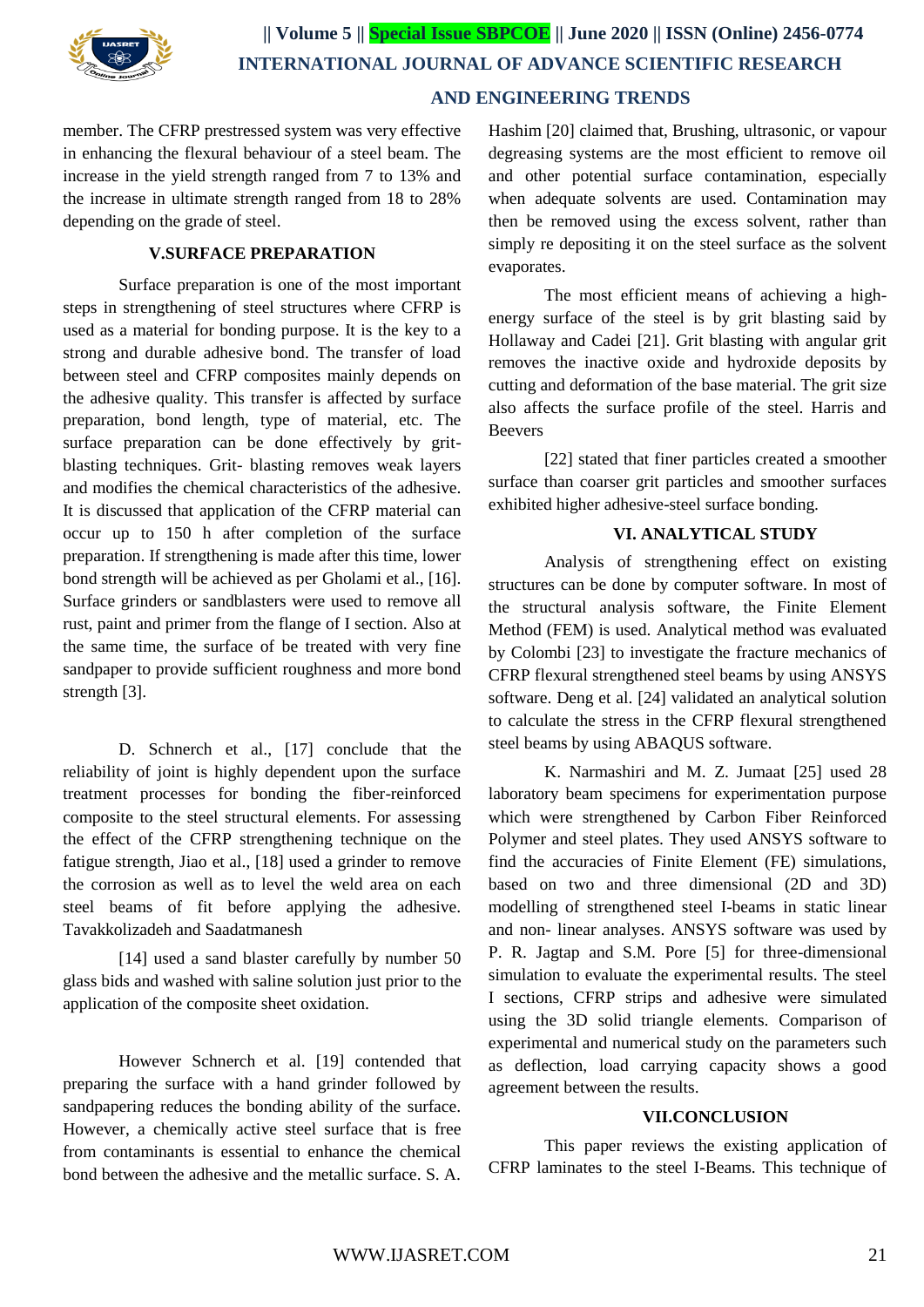member. The CFRP prestressed system was very effective in enhancing the flexural behaviour of a steel beam. The increase in the yield strength ranged from 7 to 13% and the increase in ultimate strength ranged from 18 to 28% depending on the grade of steel.

## V.SURFACE PREPARATION

Surface preparation is one of the most important steps in strengthening of steel structures where CFRP is used as a material for bonding purpose. It is the key to a strong and durable adhesive bond. The transfer of load between steel and CFRP composites mainly depends on the adhesive quality. This transfer is affected by surface preparation, bond length, type of material, etc. The surface preparation can be done effectively by grit-blasting techniques. Grit- blasting removes weak layers and modifies the chemical characteristics of the adhesive. It is discussed that application of the CFRP material can occur up to 150 h after completion of the surface preparation. If strengthening is made after this time, lower bond strength will be achieved as per Gholami et al., [16]. Surface grinders or sandblasters were used to remove all rust, paint and primer from the flange of I section. Also at the same time, the surface of be treated with very fine sandpaper to provide sufficient roughness and more bond strength [3].

D. Schnerch et al., [17] conclude that the reliability of joint is highly dependent upon the surface treatment processes for bonding the fiber-reinforced composite to the steel structural elements. For assessing the effect of the CFRP strengthening technique on the fatigue strength, Jiao et al., [18] used a grinder to remove the corrosion as well as to level the weld area on each steel beams of fit before applying the adhesive. Tavakkolizadeh and Saadatmanesh

[14] used a sand blaster carefully by number 50 glass bids and washed with saline solution just prior to the application of the composite sheet oxidation.

However Schnerch et al. [19] contended that preparing the surface with a hand grinder followed by sandpapering reduces the bonding ability of the surface. However, a chemically active steel surface that is free from contaminants is essential to enhance the chemical bond between the adhesive and the metallic surface. S. A. Hashim [20] claimed that, Brushing, ultrasonic, or vapour degreasing systems are the most efficient to remove oil and other potential surface contamination, especially when adequate solvents are used. Contamination may then be removed using the excess solvent, rather than simply re depositing it on the steel surface as the solvent evaporates.

The most efficient means of achieving a high-energy surface of the steel is by grit blasting said by Hollaway and Cadei [21]. Grit blasting with angular grit removes the inactive oxide and hydroxide deposits by cutting and deformation of the base material. The grit size also affects the surface profile of the steel. Harris and Beevers

[22] stated that finer particles created a smoother surface than coarser grit particles and smoother surfaces exhibited higher adhesive-steel surface bonding.

## VI. ANALYTICAL STUDY

Analysis of strengthening effect on existing structures can be done by computer software. In most of the structural analysis software, the Finite Element Method (FEM) is used. Analytical method was evaluated by Colombi [23] to investigate the fracture mechanics of CFRP flexural strengthened steel beams by using ANSYS software. Deng et al. [24] validated an analytical solution to calculate the stress in the CFRP flexural strengthened steel beams by using ABAQUS software.

K. Narmashiri and M. Z. Jumaat [25] used 28 laboratory beam specimens for experimentation purpose which were strengthened by Carbon Fiber Reinforced Polymer and steel plates. They used ANSYS software to find the accuracies of Finite Element (FE) simulations, based on two and three dimensional (2D and 3D) modelling of strengthened steel I-beams in static linear and non- linear analyses. ANSYS software was used by P. R. Jagtap and S.M. Pore [5] for three-dimensional simulation to evaluate the experimental results. The steel I sections, CFRP strips and adhesive were simulated using the 3D solid triangle elements. Comparison of experimental and numerical study on the parameters such as deflection, load carrying capacity shows a good agreement between the results.

## VII.CONCLUSION

This paper reviews the existing application of CFRP laminates to the steel I-Beams. This technique of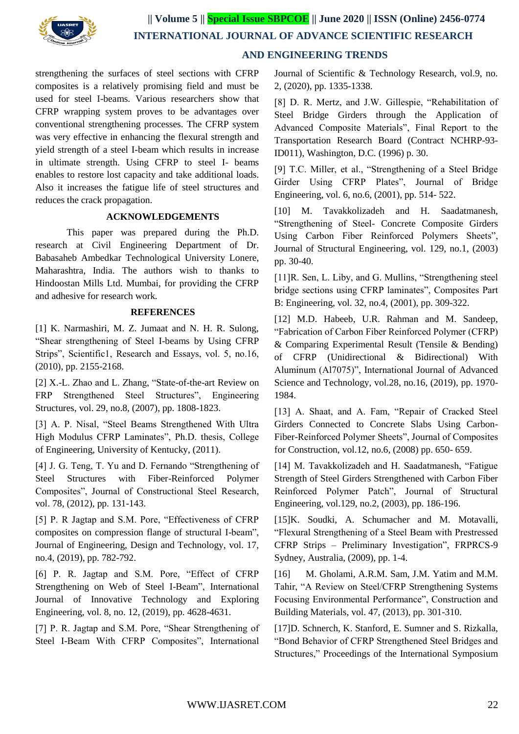strengthening the surfaces of steel sections with CFRP composites is a relatively promising field and must be used for steel I-beams. Various researchers show that CFRP wrapping system proves to be advantages over conventional strengthening processes. The CFRP system was very effective in enhancing the flexural strength and yield strength of a steel I-beam which results in increase in ultimate strength. Using CFRP to steel I- beams enables to restore lost capacity and take additional loads. Also it increases the fatigue life of steel structures and reduces the crack propagation.

## ACKNOWLEDGEMENTS

This paper was prepared during the Ph.D. research at Civil Engineering Department of Dr. Babasaheb Ambedkar Technological University Lonere, Maharashtra, India. The authors wish to thanks to Hindoostan Mills Ltd. Mumbai, for providing the CFRP and adhesive for research work.

## REFERENCES

[1] K. Narmashiri, M. Z. Jumaat and N. H. R. Sulong, "Shear strengthening of Steel I-beams by Using CFRP Strips", Scientific1, Research and Essays, vol. 5, no.16, (2010), pp. 2155-2168.

[2] X.-L. Zhao and L. Zhang, "State-of-the-art Review on FRP Strengthened Steel Structures", Engineering Structures, vol. 29, no.8, (2007), pp. 1808-1823.

[3] A. P. Nisal, "Steel Beams Strengthened With Ultra High Modulus CFRP Laminates", Ph.D. thesis, College of Engineering, University of Kentucky, (2011).

[4] J. G. Teng, T. Yu and D. Fernando "Strengthening of Steel Structures with Fiber-Reinforced Polymer Composites", Journal of Constructional Steel Research, vol. 78, (2012), pp. 131-143.

[5] P. R Jagtap and S.M. Pore, "Effectiveness of CFRP composites on compression flange of structural I-beam", Journal of Engineering, Design and Technology, vol. 17, no.4, (2019), pp. 782-792.

[6] P. R. Jagtap and S.M. Pore, "Effect of CFRP Strengthening on Web of Steel I-Beam", International Journal of Innovative Technology and Exploring Engineering, vol. 8, no. 12, (2019), pp. 4628-4631.

[7] P. R. Jagtap and S.M. Pore, "Shear Strengthening of Steel I-Beam With CFRP Composites", International Journal of Scientific & Technology Research, vol.9, no. 2, (2020), pp. 1335-1338.

[8] D. R. Mertz, and J.W. Gillespie, "Rehabilitation of Steel Bridge Girders through the Application of Advanced Composite Materials", Final Report to the Transportation Research Board (Contract NCHRP-93-ID011), Washington, D.C. (1996) p. 30.

[9] T.C. Miller, et al., "Strengthening of a Steel Bridge Girder Using CFRP Plates", Journal of Bridge Engineering, vol. 6, no.6, (2001), pp. 514- 522.

[10] M. Tavakkolizadeh and H. Saadatmanesh, "Strengthening of Steel- Concrete Composite Girders Using Carbon Fiber Reinforced Polymers Sheets", Journal of Structural Engineering, vol. 129, no.1, (2003) pp. 30-40.

[11]R. Sen, L. Liby, and G. Mullins, "Strengthening steel bridge sections using CFRP laminates", Composites Part B: Engineering, vol. 32, no.4, (2001), pp. 309-322.

[12] M.D. Habeeb, U.R. Rahman and M. Sandeep, "Fabrication of Carbon Fiber Reinforced Polymer (CFRP) & Comparing Experimental Result (Tensile & Bending) of CFRP (Unidirectional & Bidirectional) With Aluminum (Al7075)", International Journal of Advanced Science and Technology, vol.28, no.16, (2019), pp. 1970-1984.

[13] A. Shaat, and A. Fam, "Repair of Cracked Steel Girders Connected to Concrete Slabs Using Carbon-Fiber-Reinforced Polymer Sheets", Journal of Composites for Construction, vol.12, no.6, (2008) pp. 650- 659.

[14] M. Tavakkolizadeh and H. Saadatmanesh, "Fatigue Strength of Steel Girders Strengthened with Carbon Fiber Reinforced Polymer Patch", Journal of Structural Engineering, vol.129, no.2, (2003), pp. 186-196.

[15]K. Soudki, A. Schumacher and M. Motavalli, "Flexural Strengthening of a Steel Beam with Prestressed CFRP Strips – Preliminary Investigation", FRPRCS-9 Sydney, Australia, (2009), pp. 1-4.

[16] M. Gholami, A.R.M. Sam, J.M. Yatim and M.M. Tahir, "A Review on Steel/CFRP Strengthening Systems Focusing Environmental Performance", Construction and Building Materials, vol. 47, (2013), pp. 301-310.

[17]D. Schnerch, K. Stanford, E. Sumner and S. Rizkalla, "Bond Behavior of CFRP Strengthened Steel Bridges and Structures," Proceedings of the International Symposium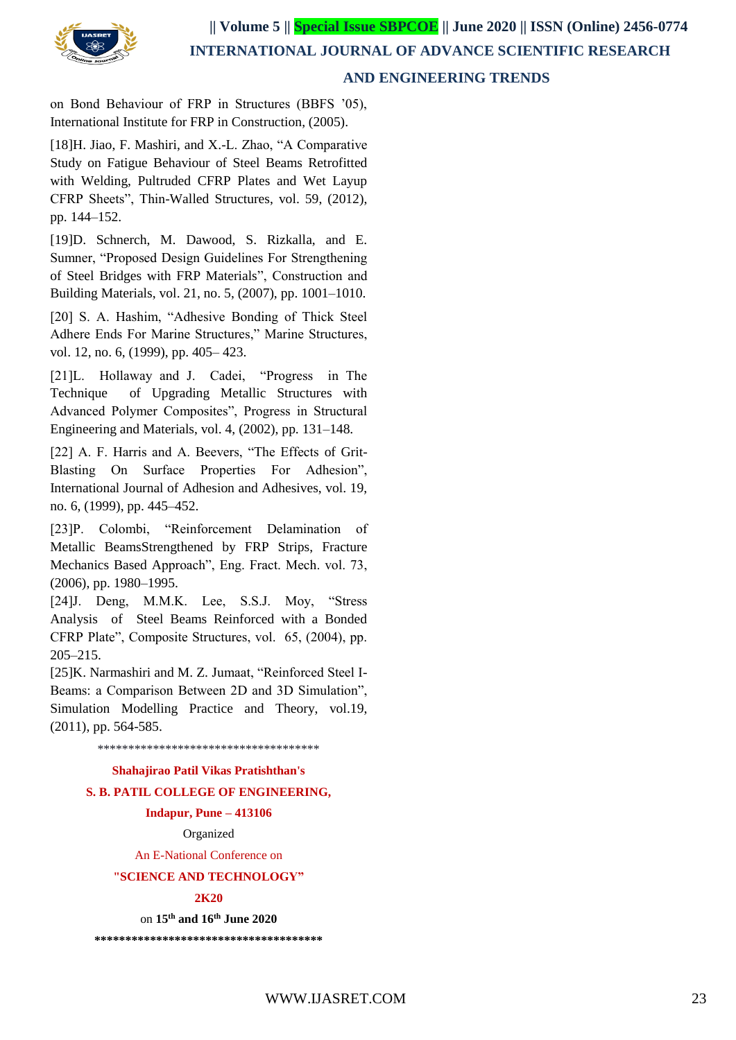on Bond Behaviour of FRP in Structures (BBFS '05), International Institute for FRP in Construction, (2005).

[18]H. Jiao, F. Mashiri, and X.-L. Zhao, "A Comparative Study on Fatigue Behaviour of Steel Beams Retrofitted with Welding, Pultruded CFRP Plates and Wet Layup CFRP Sheets", Thin-Walled Structures, vol. 59, (2012), pp. 144–152.

[19]D. Schnerch, M. Dawood, S. Rizkalla, and E. Sumner, "Proposed Design Guidelines For Strengthening of Steel Bridges with FRP Materials", Construction and Building Materials, vol. 21, no. 5, (2007), pp. 1001–1010.

[20] S. A. Hashim, "Adhesive Bonding of Thick Steel Adhere Ends For Marine Structures," Marine Structures, vol. 12, no. 6, (1999), pp. 405– 423.

[21]L. Hollaway and J. Cadei, "Progress in The Technique of Upgrading Metallic Structures with Advanced Polymer Composites", Progress in Structural Engineering and Materials, vol. 4, (2002), pp. 131–148.

[22] A. F. Harris and A. Beevers, "The Effects of Grit-Blasting On Surface Properties For Adhesion", International Journal of Adhesion and Adhesives, vol. 19, no. 6, (1999), pp. 445–452.

[23]P. Colombi, "Reinforcement Delamination of Metallic BeamsStrengthened by FRP Strips, Fracture Mechanics Based Approach", Eng. Fract. Mech. vol. 73, (2006), pp. 1980–1995.

[24]J. Deng, M.M.K. Lee, S.S.J. Moy, "Stress Analysis of Steel Beams Reinforced with a Bonded CFRP Plate", Composite Structures, vol. 65, (2004), pp. 205–215.

[25]K. Narmashiri and M. Z. Jumaat, "Reinforced Steel I-Beams: a Comparison Between 2D and 3D Simulation", Simulation Modelling Practice and Theory, vol.19, (2011), pp. 564-585.

*************************************

**Shahajirao Patil Vikas Pratishthan's**

**S. B. PATIL COLLEGE OF ENGINEERING,**

**Indapur, Pune – 413106**

Organized

An E-National Conference on

**"SCIENCE AND TECHNOLOGY"**

**2K20**

on **15th and 16th June 2020**

*************************************